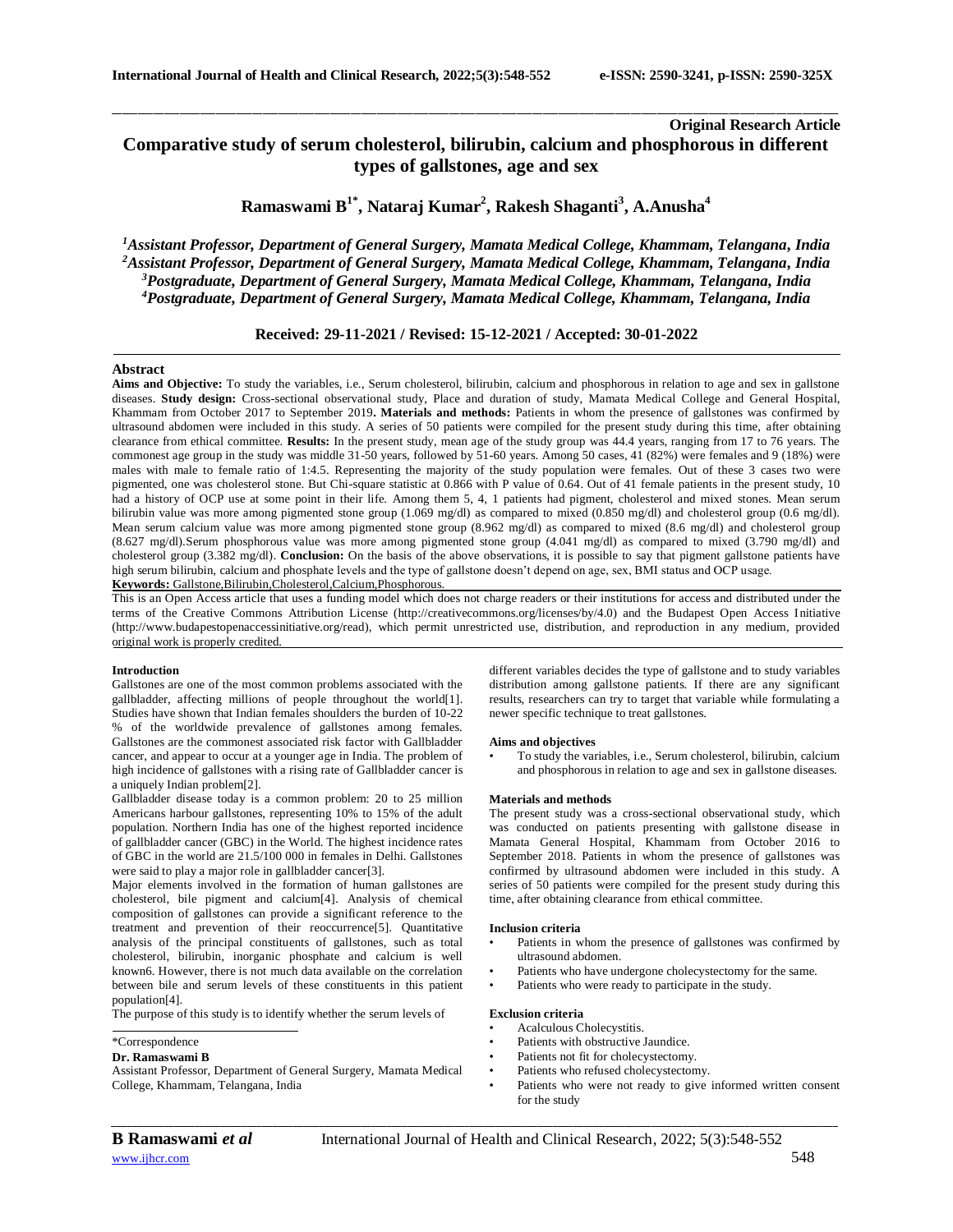**Original Research Article**

# Comparative study of serum cholesterol, bilirubin, calcium and phosphorous in different types of gallstones, age and sex

**Ramaswami B[1*], Nataraj Kumar[2], Rakesh Shaganti[3], A.Anusha[4]**

*[1]Assistant Professor, Department of General Surgery, Mamata Medical College, Khammam, Telangana, India*
*[2]Assistant Professor, Department of General Surgery, Mamata Medical College, Khammam, Telangana, India*
*[3]Postgraduate, Department of General Surgery, Mamata Medical College, Khammam, Telangana, India*
*[4]Postgraduate, Department of General Surgery, Mamata Medical College, Khammam, Telangana, India*

**Received: 29-11-2021 / Revised: 15-12-2021 / Accepted: 30-01-2022**

## Abstract

**Aims and Objective:** To study the variables, i.e., Serum cholesterol, bilirubin, calcium and phosphorous in relation to age and sex in gallstone diseases. **Study design:** Cross-sectional observational study, Place and duration of study, Mamata Medical College and General Hospital, Khammam from October 2017 to September 2019**. Materials and methods:** Patients in whom the presence of gallstones was confirmed by ultrasound abdomen were included in this study. A series of 50 patients were compiled for the present study during this time, after obtaining clearance from ethical committee. **Results:** In the present study, mean age of the study group was 44.4 years, ranging from 17 to 76 years. The commonest age group in the study was middle 31-50 years, followed by 51-60 years. Among 50 cases, 41 (82%) were females and 9 (18%) were males with male to female ratio of 1:4.5. Representing the majority of the study population were females. Out of these 3 cases two were pigmented, one was cholesterol stone. But Chi-square statistic at 0.866 with P value of 0.64. Out of 41 female patients in the present study, 10 had a history of OCP use at some point in their life. Among them 5, 4, 1 patients had pigment, cholesterol and mixed stones. Mean serum bilirubin value was more among pigmented stone group (1.069 mg/dl) as compared to mixed (0.850 mg/dl) and cholesterol group (0.6 mg/dl). Mean serum calcium value was more among pigmented stone group (8.962 mg/dl) as compared to mixed (8.6 mg/dl) and cholesterol group (8.627 mg/dl).Serum phosphorous value was more among pigmented stone group (4.041 mg/dl) as compared to mixed (3.790 mg/dl) and cholesterol group (3.382 mg/dl). **Conclusion:** On the basis of the above observations, it is possible to say that pigment gallstone patients have high serum bilirubin, calcium and phosphate levels and the type of gallstone doesn't depend on age, sex, BMI status and OCP usage.

**Keywords:** Gallstone,Bilirubin,Cholesterol,Calcium,Phosphorous.

This is an Open Access article that uses a funding model which does not charge readers or their institutions for access and distributed under the terms of the Creative Commons Attribution License (http://creativecommons.org/licenses/by/4.0) and the Budapest Open Access Initiative (http://www.budapestopenaccessinitiative.org/read), which permit unrestricted use, distribution, and reproduction in any medium, provided original work is properly credited.

## Introduction

Gallstones are one of the most common problems associated with the gallbladder, affecting millions of people throughout the world[1]. Studies have shown that Indian females shoulders the burden of 10-22 % of the worldwide prevalence of gallstones among females. Gallstones are the commonest associated risk factor with Gallbladder cancer, and appear to occur at a younger age in India. The problem of high incidence of gallstones with a rising rate of Gallbladder cancer is a uniquely Indian problem[2].

Gallbladder disease today is a common problem: 20 to 25 million Americans harbour gallstones, representing 10% to 15% of the adult population. Northern India has one of the highest reported incidence of gallbladder cancer (GBC) in the World. The highest incidence rates of GBC in the world are 21.5/100 000 in females in Delhi. Gallstones were said to play a major role in gallbladder cancer[3].

Major elements involved in the formation of human gallstones are cholesterol, bile pigment and calcium[4]. Analysis of chemical composition of gallstones can provide a significant reference to the treatment and prevention of their reoccurrence[5]. Quantitative analysis of the principal constituents of gallstones, such as total cholesterol, bilirubin, inorganic phosphate and calcium is well known6. However, there is not much data available on the correlation between bile and serum levels of these constituents in this patient population[4].

The purpose of this study is to identify whether the serum levels of different variables decides the type of gallstone and to study variables distribution among gallstone patients. If there are any significant results, researchers can try to target that variable while formulating a newer specific technique to treat gallstones.

\*Correspondence

**Dr. Ramaswami B**

Assistant Professor, Department of General Surgery, Mamata Medical College, Khammam, Telangana, India

### Aims and objectives

- To study the variables, i.e., Serum cholesterol, bilirubin, calcium and phosphorous in relation to age and sex in gallstone diseases.

### Materials and methods

The present study was a cross-sectional observational study, which was conducted on patients presenting with gallstone disease in Mamata General Hospital, Khammam from October 2016 to September 2018. Patients in whom the presence of gallstones was confirmed by ultrasound abdomen were included in this study. A series of 50 patients were compiled for the present study during this time, after obtaining clearance from ethical committee.

### Inclusion criteria

- Patients in whom the presence of gallstones was confirmed by ultrasound abdomen.
- Patients who have undergone cholecystectomy for the same.
- Patients who were ready to participate in the study.

### Exclusion criteria

- Acalculous Cholecystitis.
- Patients with obstructive Jaundice.
- Patients not fit for cholecystectomy.
- Patients who refused cholecystectomy.
- Patients who were not ready to give informed written consent for the study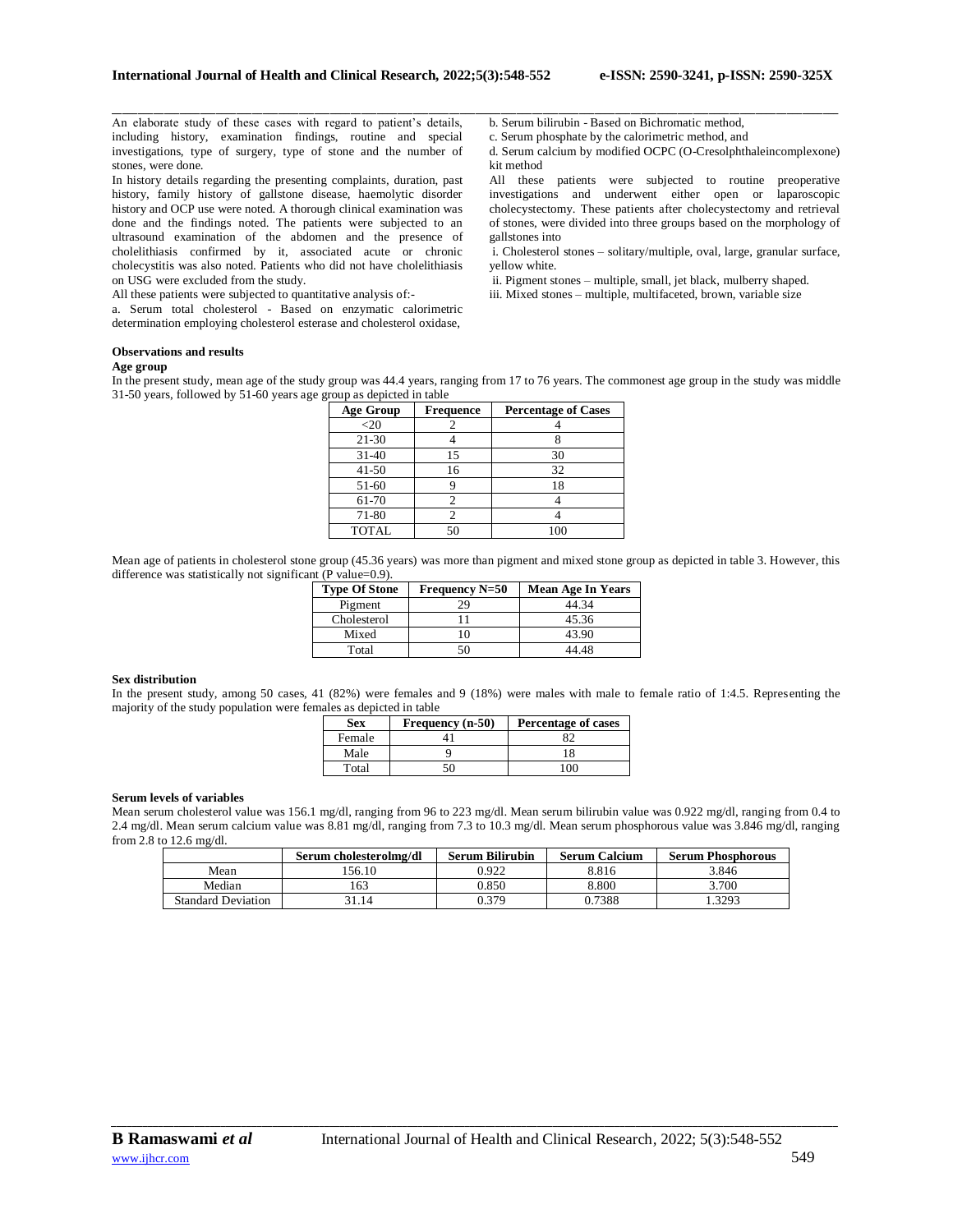An elaborate study of these cases with regard to patient's details, including history, examination findings, routine and special investigations, type of surgery, type of stone and the number of stones, were done.

In history details regarding the presenting complaints, duration, past history, family history of gallstone disease, haemolytic disorder history and OCP use were noted. A thorough clinical examination was done and the findings noted. The patients were subjected to an ultrasound examination of the abdomen and the presence of cholelithiasis confirmed by it, associated acute or chronic cholecystitis was also noted. Patients who did not have cholelithiasis on USG were excluded from the study.

All these patients were subjected to quantitative analysis of:-

a. Serum total cholesterol - Based on enzymatic calorimetric determination employing cholesterol esterase and cholesterol oxidase,

b. Serum bilirubin - Based on Bichromatic method,

c. Serum phosphate by the calorimetric method, and

d. Serum calcium by modified OCPC (O-Cresolphthaleincomplexone) kit method

All these patients were subjected to routine preoperative investigations and underwent either open or laparoscopic cholecystectomy. These patients after cholecystectomy and retrieval of stones, were divided into three groups based on the morphology of gallstones into

i. Cholesterol stones – solitary/multiple, oval, large, granular surface, yellow white.

ii. Pigment stones – multiple, small, jet black, mulberry shaped.

iii. Mixed stones – multiple, multifaceted, brown, variable size

**Observations and results**

**Age group**

In the present study, mean age of the study group was 44.4 years, ranging from 17 to 76 years. The commonest age group in the study was middle 31-50 years, followed by 51-60 years age group as depicted in table

| Age Group | Frequence | Percentage of Cases |
|---|---|---|
| <20 | 2 | 4 |
| 21-30 | 4 | 8 |
| 31-40 | 15 | 30 |
| 41-50 | 16 | 32 |
| 51-60 | 9 | 18 |
| 61-70 | 2 | 4 |
| 71-80 | 2 | 4 |
| TOTAL | 50 | 100 |

Mean age of patients in cholesterol stone group (45.36 years) was more than pigment and mixed stone group as depicted in table 3. However, this difference was statistically not significant (P value=0.9).

| Type Of Stone | Frequency N=50 | Mean Age In Years |
|---|---|---|
| Pigment | 29 | 44.34 |
| Cholesterol | 11 | 45.36 |
| Mixed | 10 | 43.90 |
| Total | 50 | 44.48 |

**Sex distribution**

In the present study, among 50 cases, 41 (82%) were females and 9 (18%) were males with male to female ratio of 1:4.5. Representing the majority of the study population were females as depicted in table

| Sex | Frequency (n-50) | Percentage of cases |
|---|---|---|
| Female | 41 | 82 |
| Male | 9 | 18 |
| Total | 50 | 100 |

**Serum levels of variables**

Mean serum cholesterol value was 156.1 mg/dl, ranging from 96 to 223 mg/dl. Mean serum bilirubin value was 0.922 mg/dl, ranging from 0.4 to 2.4 mg/dl. Mean serum calcium value was 8.81 mg/dl, ranging from 7.3 to 10.3 mg/dl. Mean serum phosphorous value was 3.846 mg/dl, ranging from 2.8 to 12.6 mg/dl.

| | Serum cholesterolmg/dl | Serum Bilirubin | Serum Calcium | Serum Phosphorous |
|---|---|---|---|---|
| Mean | 156.10 | 0.922 | 8.816 | 3.846 |
| Median | 163 | 0.850 | 8.800 | 3.700 |
| Standard Deviation | 31.14 | 0.379 | 0.7388 | 1.3293 |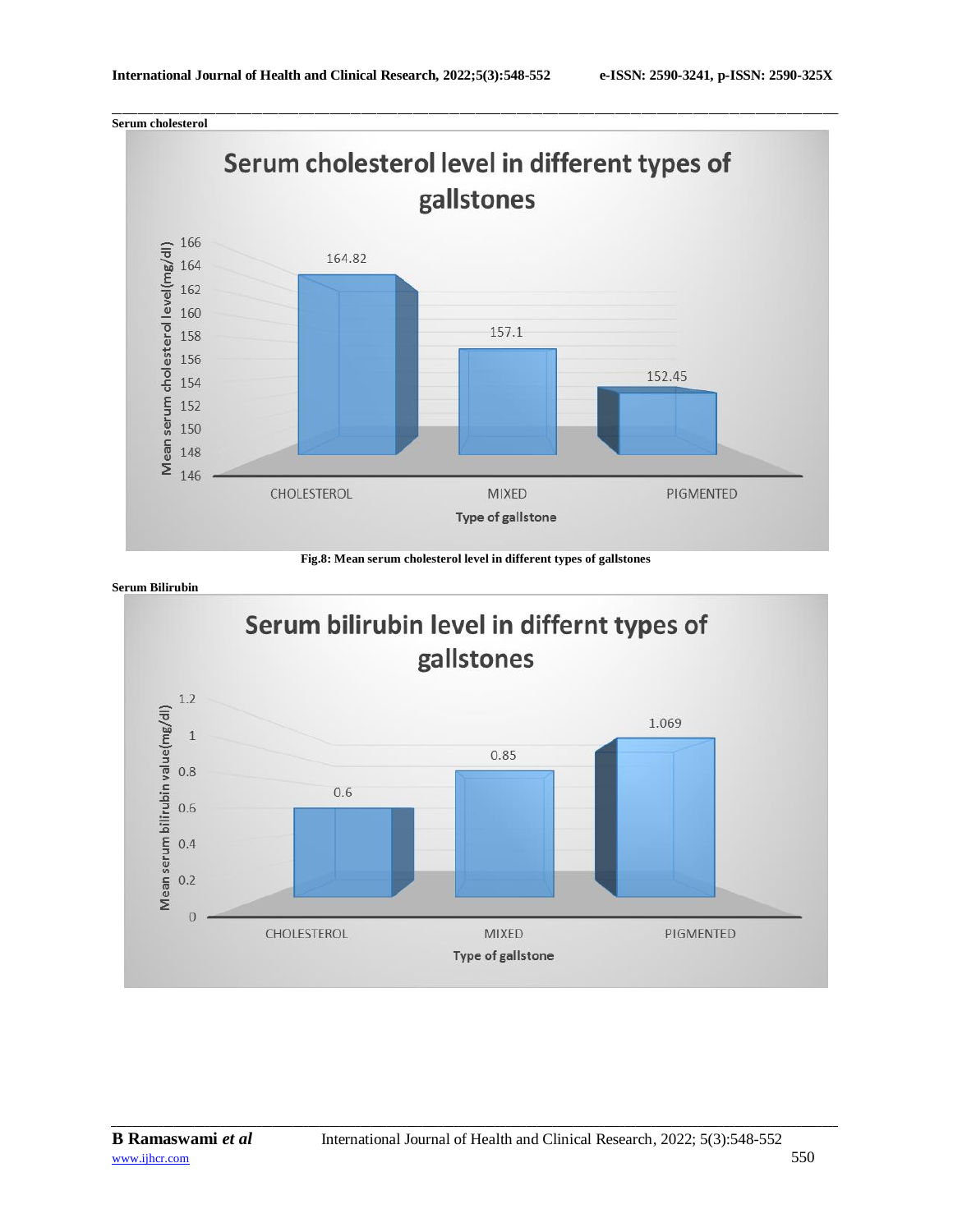**Serum cholesterol**

Fig.8: Mean serum cholesterol level in different types of gallstones

**Serum Bilirubin**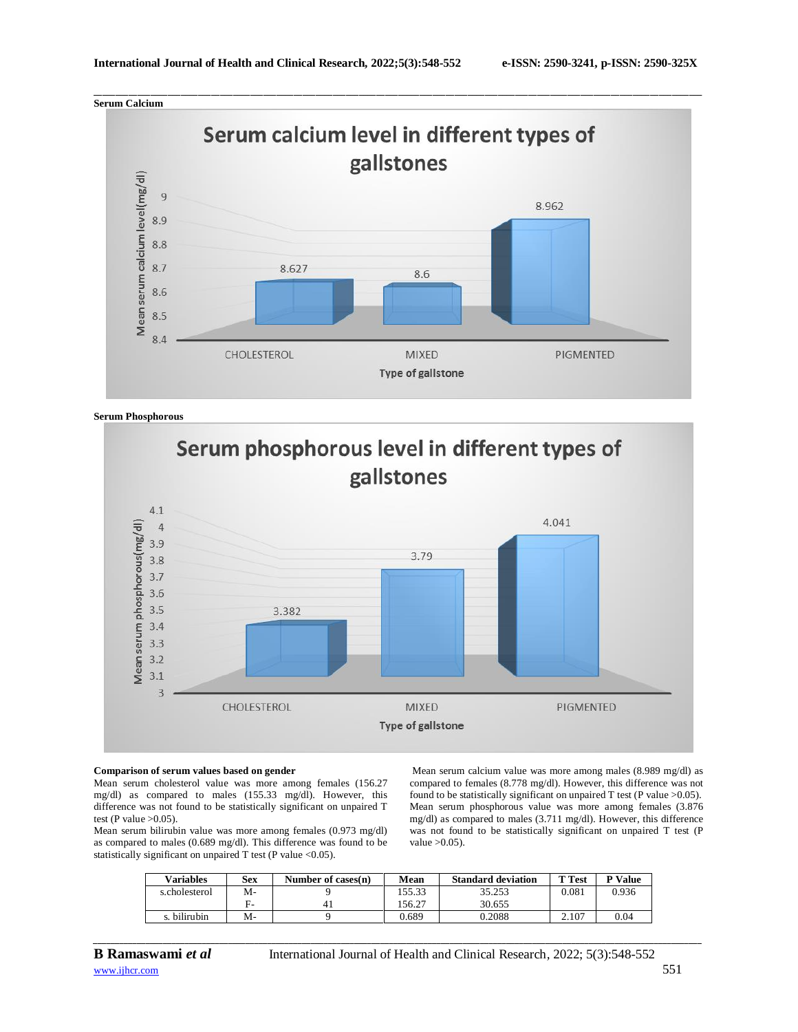**Serum Calcium**

**Serum Phosphorous**

**Comparison of serum values based on gender**

Mean serum cholesterol value was more among females (156.27 mg/dl) as compared to males (155.33 mg/dl). However, this difference was not found to be statistically significant on unpaired T test (P value >0.05).

Mean serum bilirubin value was more among females (0.973 mg/dl) as compared to males (0.689 mg/dl). This difference was found to be statistically significant on unpaired T test (P value <0.05).

Mean serum calcium value was more among males (8.989 mg/dl) as compared to females (8.778 mg/dl). However, this difference was not found to be statistically significant on unpaired T test (P value >0.05).

Mean serum phosphorous value was more among females (3.876 mg/dl) as compared to males (3.711 mg/dl). However, this difference was not found to be statistically significant on unpaired T test (P value >0.05).

| Variables | Sex | Number of cases(n) | Mean | Standard deviation | T Test | P Value |
|---|---|---|---|---|---|---|
| s.cholesterol | M- | 9 | 155.33 | 35.253 | 0.081 | 0.936 |
| | F- | 41 | 156.27 | 30.655 | | |
| s. bilirubin | M- | 9 | 0.689 | 0.2088 | 2.107 | 0.04 |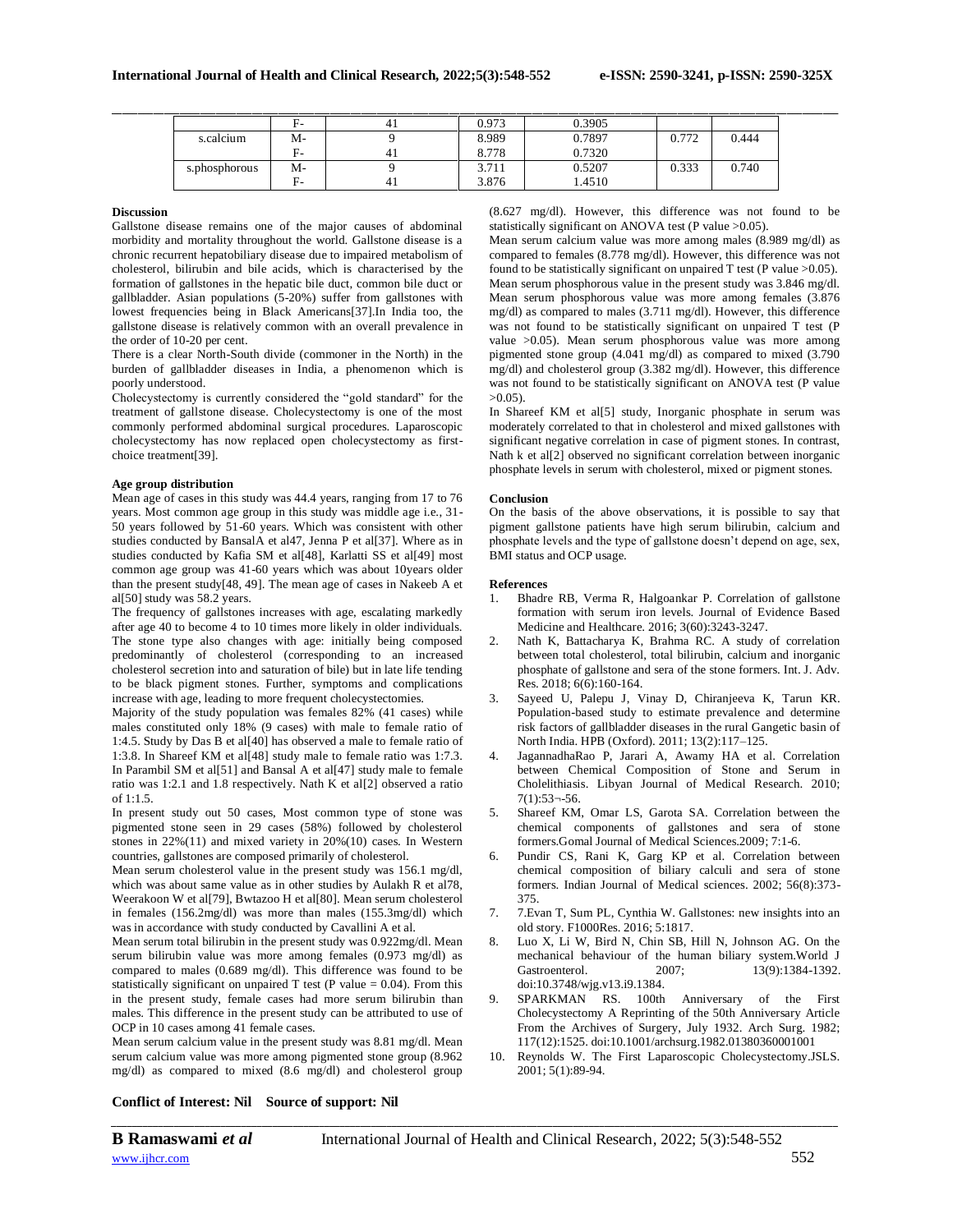| | | | | | | |
|---|---|---|---|---|---|---|
| | F- | 41 | 0.973 | 0.3905 | | |
| s.calcium | M- | 9 | 8.989 | 0.7897 | 0.772 | 0.444 |
| | F- | 41 | 8.778 | 0.7320 | | |
| s.phosphorous | M- | 9 | 3.711 | 0.5207 | 0.333 | 0.740 |
| | F- | 41 | 3.876 | 1.4510 | | |

**Discussion**

Gallstone disease remains one of the major causes of abdominal morbidity and mortality throughout the world. Gallstone disease is a chronic recurrent hepatobiliary disease due to impaired metabolism of cholesterol, bilirubin and bile acids, which is characterised by the formation of gallstones in the hepatic bile duct, common bile duct or gallbladder. Asian populations (5-20%) suffer from gallstones with lowest frequencies being in Black Americans[37].In India too, the gallstone disease is relatively common with an overall prevalence in the order of 10-20 per cent.

There is a clear North-South divide (commoner in the North) in the burden of gallbladder diseases in India, a phenomenon which is poorly understood.

Cholecystectomy is currently considered the "gold standard" for the treatment of gallstone disease. Cholecystectomy is one of the most commonly performed abdominal surgical procedures. Laparoscopic cholecystectomy has now replaced open cholecystectomy as first-choice treatment[39].

**Age group distribution**

Mean age of cases in this study was 44.4 years, ranging from 17 to 76 years. Most common age group in this study was middle age i.e., 31-50 years followed by 51-60 years. Which was consistent with other studies conducted by BansalA et al47, Jenna P et al[37]. Where as in studies conducted by Kafia SM et al[48], Karlatti SS et al[49] most common age group was 41-60 years which was about 10years older than the present study[48, 49]. The mean age of cases in Nakeeb A et al[50] study was 58.2 years.

The frequency of gallstones increases with age, escalating markedly after age 40 to become 4 to 10 times more likely in older individuals. The stone type also changes with age: initially being composed predominantly of cholesterol (corresponding to an increased cholesterol secretion into and saturation of bile) but in late life tending to be black pigment stones. Further, symptoms and complications increase with age, leading to more frequent cholecystectomies.

Majority of the study population was females 82% (41 cases) while males constituted only 18% (9 cases) with male to female ratio of 1:4.5. Study by Das B et al[40] has observed a male to female ratio of 1:3.8. In Shareef KM et al[48] study male to female ratio was 1:7.3. In Parambil SM et al[51] and Bansal A et al[47] study male to female ratio was 1:2.1 and 1.8 respectively. Nath K et al[2] observed a ratio of 1:1.5.

In present study out 50 cases, Most common type of stone was pigmented stone seen in 29 cases (58%) followed by cholesterol stones in 22%(11) and mixed variety in 20%(10) cases. In Western countries, gallstones are composed primarily of cholesterol.

Mean serum cholesterol value in the present study was 156.1 mg/dl, which was about same value as in other studies by Aulakh R et al78, Weerakoon W et al[79], Bwtazoo H et al[80]. Mean serum cholesterol in females (156.2mg/dl) was more than males (155.3mg/dl) which was in accordance with study conducted by Cavallini A et al.

Mean serum total bilirubin in the present study was 0.922mg/dl. Mean serum bilirubin value was more among females (0.973 mg/dl) as compared to males (0.689 mg/dl). This difference was found to be statistically significant on unpaired T test (P value = 0.04). From this in the present study, female cases had more serum bilirubin than males. This difference in the present study can be attributed to use of OCP in 10 cases among 41 female cases.

Mean serum calcium value in the present study was 8.81 mg/dl. Mean serum calcium value was more among pigmented stone group (8.962 mg/dl) as compared to mixed (8.6 mg/dl) and cholesterol group (8.627 mg/dl). However, this difference was not found to be statistically significant on ANOVA test (P value >0.05).

Mean serum calcium value was more among males (8.989 mg/dl) as compared to females (8.778 mg/dl). However, this difference was not found to be statistically significant on unpaired T test (P value >0.05). Mean serum phosphorous value in the present study was 3.846 mg/dl. Mean serum phosphorous value was more among females (3.876 mg/dl) as compared to males (3.711 mg/dl). However, this difference was not found to be statistically significant on unpaired T test (P value >0.05). Mean serum phosphorous value was more among pigmented stone group (4.041 mg/dl) as compared to mixed (3.790 mg/dl) and cholesterol group (3.382 mg/dl). However, this difference was not found to be statistically significant on ANOVA test (P value >0.05).

In Shareef KM et al[5] study, Inorganic phosphate in serum was moderately correlated to that in cholesterol and mixed gallstones with significant negative correlation in case of pigment stones. In contrast, Nath k et al[2] observed no significant correlation between inorganic phosphate levels in serum with cholesterol, mixed or pigment stones.

**Conclusion**

On the basis of the above observations, it is possible to say that pigment gallstone patients have high serum bilirubin, calcium and phosphate levels and the type of gallstone doesn't depend on age, sex, BMI status and OCP usage.

**References**

1. Bhadre RB, Verma R, Halgoankar P. Correlation of gallstone formation with serum iron levels. Journal of Evidence Based Medicine and Healthcare. 2016; 3(60):3243-3247.
2. Nath K, Battacharya K, Brahma RC. A study of correlation between total cholesterol, total bilirubin, calcium and inorganic phosphate of gallstone and sera of the stone formers. Int. J. Adv. Res. 2018; 6(6):160-164.
3. Sayeed U, Palepu J, Vinay D, Chiranjeeva K, Tarun KR. Population-based study to estimate prevalence and determine risk factors of gallbladder diseases in the rural Gangetic basin of North India. HPB (Oxford). 2011; 13(2):117–125.
4. JagannadhaRao P, Jarari A, Awamy HA et al. Correlation between Chemical Composition of Stone and Serum in Cholelithiasis. Libyan Journal of Medical Research. 2010; 7(1):53¬-56.
5. Shareef KM, Omar LS, Garota SA. Correlation between the chemical components of gallstones and sera of stone formers.Gomal Journal of Medical Sciences.2009; 7:1-6.
6. Pundir CS, Rani K, Garg KP et al. Correlation between chemical composition of biliary calculi and sera of stone formers. Indian Journal of Medical sciences. 2002; 56(8):373-375.
7. 7.Evan T, Sum PL, Cynthia W. Gallstones: new insights into an old story. F1000Res. 2016; 5:1817.
8. Luo X, Li W, Bird N, Chin SB, Hill N, Johnson AG. On the mechanical behaviour of the human biliary system.World J Gastroenterol. 2007; 13(9):1384-1392. doi:10.3748/wjg.v13.i9.1384.
9. SPARKMAN RS. 100th Anniversary of the First Cholecystectomy A Reprinting of the 50th Anniversary Article From the Archives of Surgery, July 1932. Arch Surg. 1982; 117(12):1525. doi:10.1001/archsurg.1982.01380360001001
10. Reynolds W. The First Laparoscopic Cholecystectomy.JSLS. 2001; 5(1):89-94.

**Conflict of Interest: Nil  Source of support: Nil**